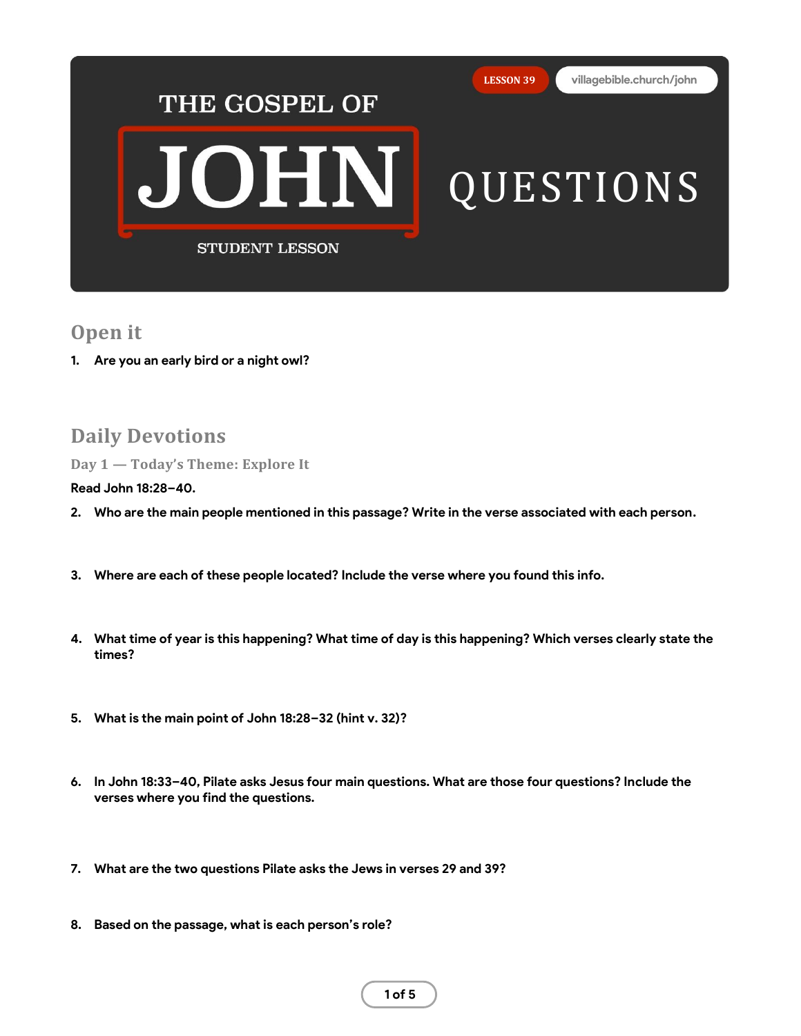# THE GOSPEL OF JOHN

STUDENT LESSON

LESSON 39 | villagebible.church/john

# QUESTIONS

## Open it

1. **Are you an early bird or a night owl?**

## Daily Devotions

### Day 1 — Today's Theme: Explore It

**Read John 18:28–40.**

2. **Who are the main people mentioned in this passage? Write in the verse associated with each person.**

3. **Where are each of these people located? Include the verse where you found this info.**

4. **What time of year is this happening? What time of day is this happening? Which verses clearly state the times?**

5. **What is the main point of John 18:28–32 (hint v. 32)?**

6. **In John 18:33–40, Pilate asks Jesus four main questions. What are those four questions? Include the verses where you find the questions.**

7. **What are the two questions Pilate asks the Jews in verses 29 and 39?**

8. **Based on the passage, what is each person's role?**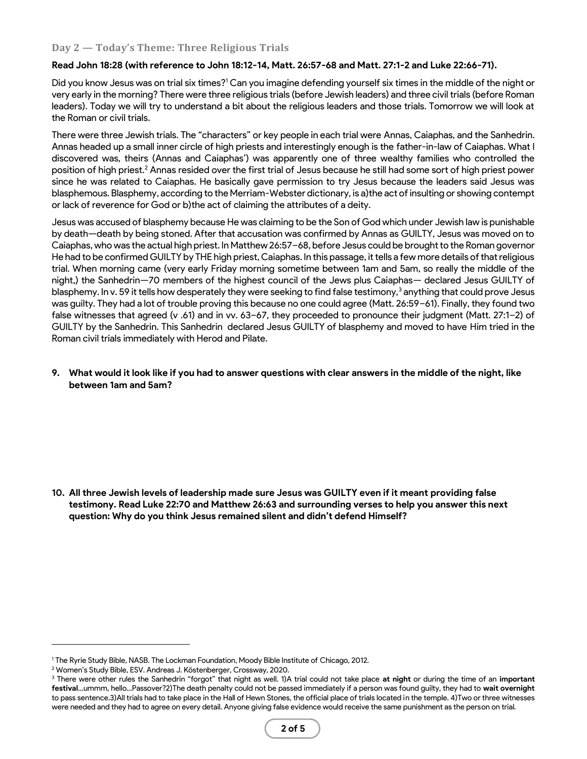### Day 2 — Today's Theme: Three Religious Trials

**Read John 18:28 (with reference to John 18:12-14, Matt. 26:57-68 and Matt. 27:1-2 and Luke 22:66-71).**

Did you know Jesus was on trial six times?[1] Can you imagine defending yourself six times in the middle of the night or very early in the morning? There were three religious trials (before Jewish leaders) and three civil trials (before Roman leaders). Today we will try to understand a bit about the religious leaders and those trials. Tomorrow we will look at the Roman or civil trials.

There were three Jewish trials. The "characters" or key people in each trial were Annas, Caiaphas, and the Sanhedrin. Annas headed up a small inner circle of high priests and interestingly enough is the father-in-law of Caiaphas. What I discovered was, theirs (Annas and Caiaphas') was apparently one of three wealthy families who controlled the position of high priest.[2] Annas resided over the first trial of Jesus because he still had some sort of high priest power since he was related to Caiaphas. He basically gave permission to try Jesus because the leaders said Jesus was blasphemous. Blasphemy, according to the Merriam-Webster dictionary, is a)the act of insulting or showing contempt or lack of reverence for God or b)the act of claiming the attributes of a deity.

Jesus was accused of blasphemy because He was claiming to be the Son of God which under Jewish law is punishable by death—death by being stoned. After that accusation was confirmed by Annas as GUILTY, Jesus was moved on to Caiaphas, who was the actual high priest. In Matthew 26:57–68, before Jesus could be brought to the Roman governor He had to be confirmed GUILTY by THE high priest, Caiaphas. In this passage, it tells a few more details of that religious trial. When morning came (very early Friday morning sometime between 1am and 5am, so really the middle of the night,) the Sanhedrin—70 members of the highest council of the Jews plus Caiaphas— declared Jesus GUILTY of blasphemy. In v. 59 it tells how desperately they were seeking to find false testimony,[3] anything that could prove Jesus was guilty. They had a lot of trouble proving this because no one could agree (Matt. 26:59–61). Finally, they found two false witnesses that agreed (v .61) and in vv. 63–67, they proceeded to pronounce their judgment (Matt. 27:1–2) of GUILTY by the Sanhedrin. This Sanhedrin declared Jesus GUILTY of blasphemy and moved to have Him tried in the Roman civil trials immediately with Herod and Pilate.

9. **What would it look like if you had to answer questions with clear answers in the middle of the night, like between 1am and 5am?**

10. **All three Jewish levels of leadership made sure Jesus was GUILTY even if it meant providing false testimony. Read Luke 22:70 and Matthew 26:63 and surrounding verses to help you answer this next question: Why do you think Jesus remained silent and didn't defend Himself?**

---

[1] The Ryrie Study Bible, NASB. The Lockman Foundation, Moody Bible Institute of Chicago, 2012.

[2] Women's Study Bible, ESV. Andreas J. Köstenberger, Crossway, 2020.

[3] There were other rules the Sanhedrin "forgot" that night as well. 1)A trial could not take place **at night** or during the time of an **important festival**...ummm, hello...Passover?2)The death penalty could not be passed immediately if a person was found guilty, they had to **wait overnight** to pass sentence.3)All trials had to take place in the Hall of Hewn Stones, the official place of trials located in the temple. 4)Two or three witnesses were needed and they had to agree on every detail. Anyone giving false evidence would receive the same punishment as the person on trial.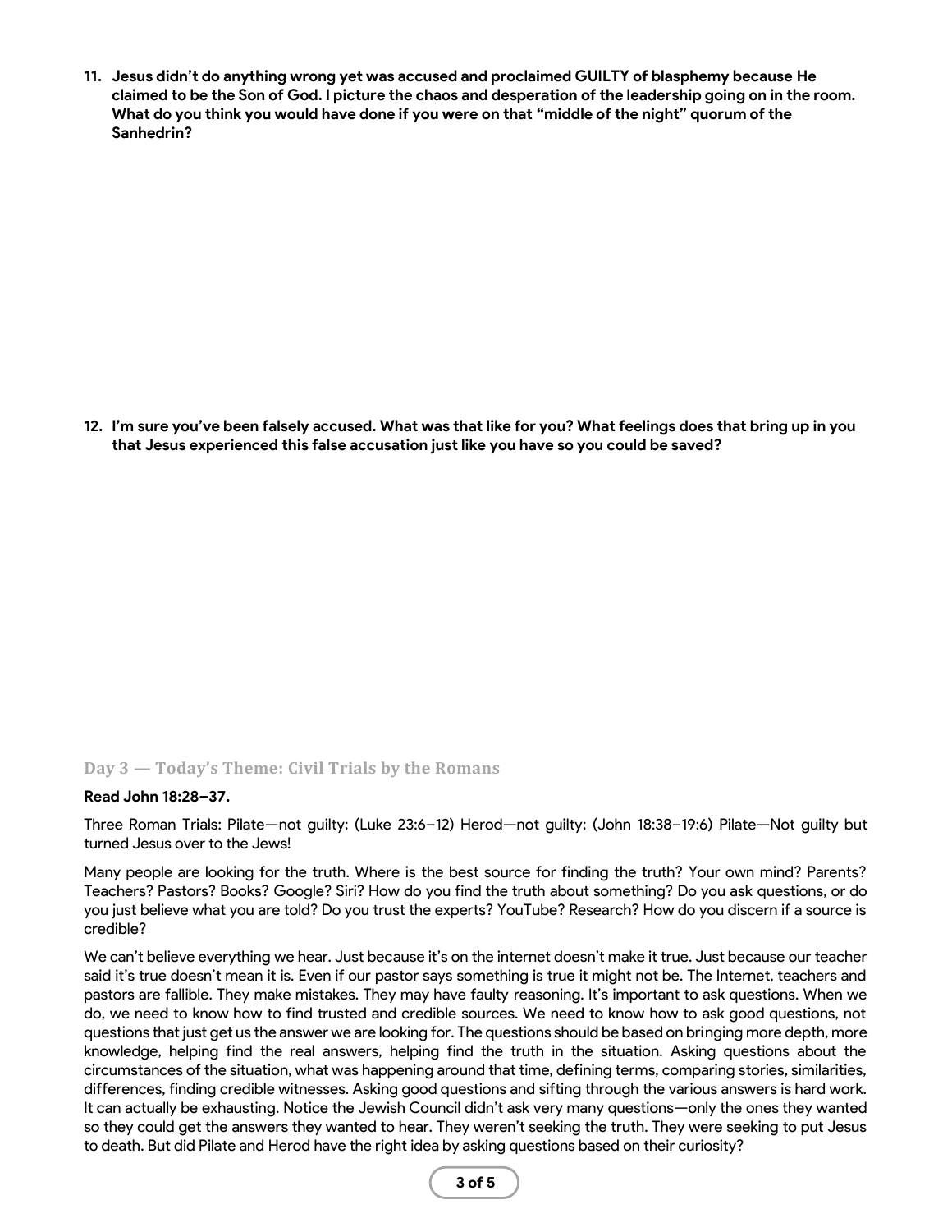11. **Jesus didn't do anything wrong yet was accused and proclaimed GUILTY of blasphemy because He claimed to be the Son of God. I picture the chaos and desperation of the leadership going on in the room. What do you think you would have done if you were on that "middle of the night" quorum of the Sanhedrin?**

12. **I'm sure you've been falsely accused. What was that like for you? What feelings does that bring up in you that Jesus experienced this false accusation just like you have so you could be saved?**

### Day 3 — Today's Theme: Civil Trials by the Romans

**Read John 18:28–37.**

Three Roman Trials: Pilate—not guilty; (Luke 23:6–12) Herod—not guilty; (John 18:38–19:6) Pilate—Not guilty but turned Jesus over to the Jews!

Many people are looking for the truth. Where is the best source for finding the truth? Your own mind? Parents? Teachers? Pastors? Books? Google? Siri? How do you find the truth about something? Do you ask questions, or do you just believe what you are told? Do you trust the experts? YouTube? Research? How do you discern if a source is credible?

We can't believe everything we hear. Just because it's on the internet doesn't make it true. Just because our teacher said it's true doesn't mean it is. Even if our pastor says something is true it might not be. The Internet, teachers and pastors are fallible. They make mistakes. They may have faulty reasoning. It's important to ask questions. When we do, we need to know how to find trusted and credible sources. We need to know how to ask good questions, not questions that just get us the answer we are looking for. The questions should be based on bringing more depth, more knowledge, helping find the real answers, helping find the truth in the situation. Asking questions about the circumstances of the situation, what was happening around that time, defining terms, comparing stories, similarities, differences, finding credible witnesses. Asking good questions and sifting through the various answers is hard work. It can actually be exhausting. Notice the Jewish Council didn't ask very many questions—only the ones they wanted so they could get the answers they wanted to hear. They weren't seeking the truth. They were seeking to put Jesus to death. But did Pilate and Herod have the right idea by asking questions based on their curiosity?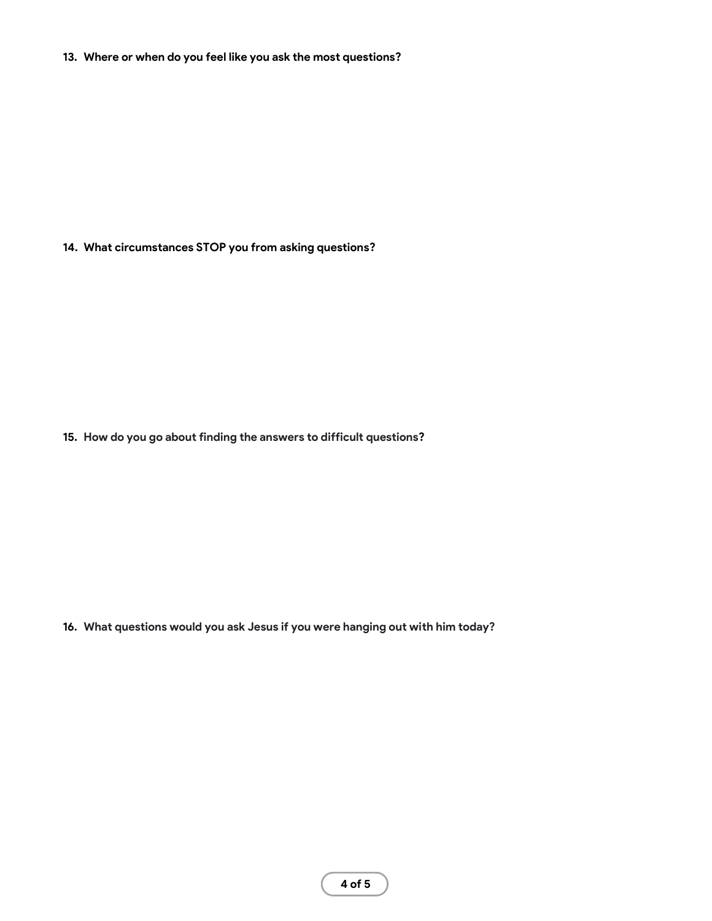13. **Where or when do you feel like you ask the most questions?**

14. **What circumstances STOP you from asking questions?**

15. **How do you go about finding the answers to difficult questions?**

16. **What questions would you ask Jesus if you were hanging out with him today?**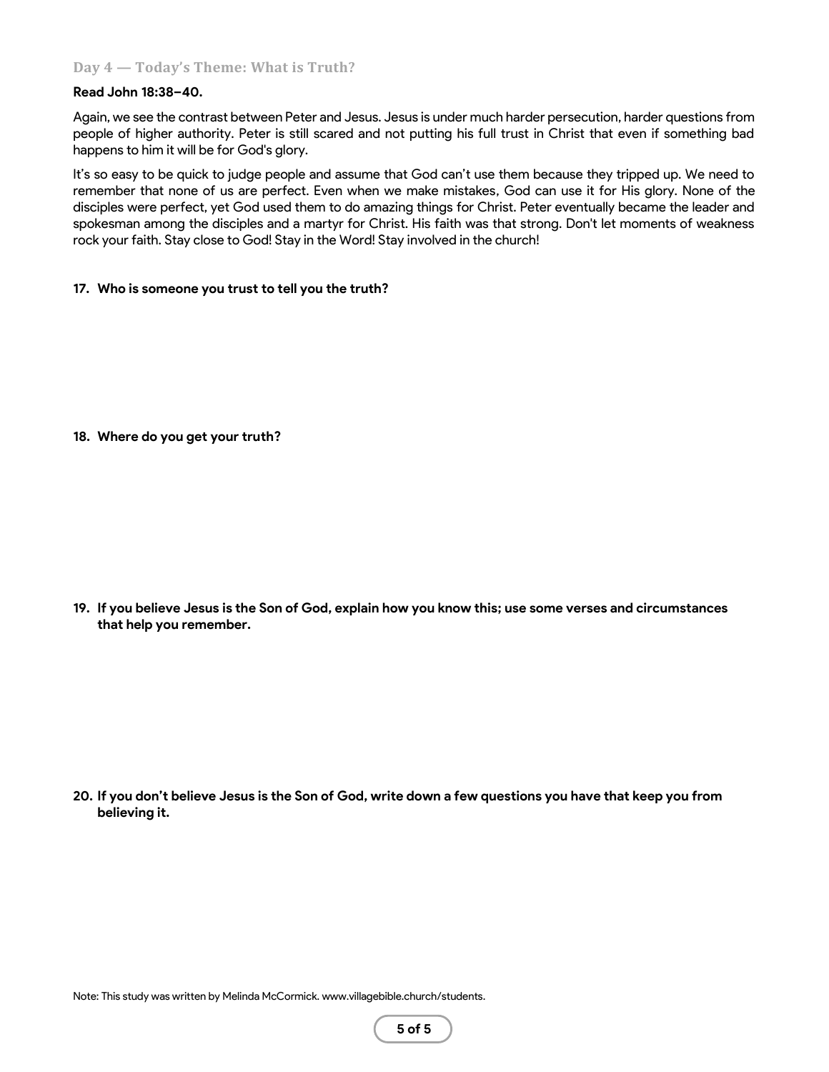### Day 4 — Today's Theme: What is Truth?

**Read John 18:38–40.**

Again, we see the contrast between Peter and Jesus. Jesus is under much harder persecution, harder questions from people of higher authority. Peter is still scared and not putting his full trust in Christ that even if something bad happens to him it will be for God's glory.

It's so easy to be quick to judge people and assume that God can't use them because they tripped up. We need to remember that none of us are perfect. Even when we make mistakes, God can use it for His glory. None of the disciples were perfect, yet God used them to do amazing things for Christ. Peter eventually became the leader and spokesman among the disciples and a martyr for Christ. His faith was that strong. Don't let moments of weakness rock your faith. Stay close to God! Stay in the Word! Stay involved in the church!

17. **Who is someone you trust to tell you the truth?**

18. **Where do you get your truth?**

19. **If you believe Jesus is the Son of God, explain how you know this; use some verses and circumstances that help you remember.**

20. **If you don't believe Jesus is the Son of God, write down a few questions you have that keep you from believing it.**

Note: This study was written by Melinda McCormick. www.villagebible.church/students.